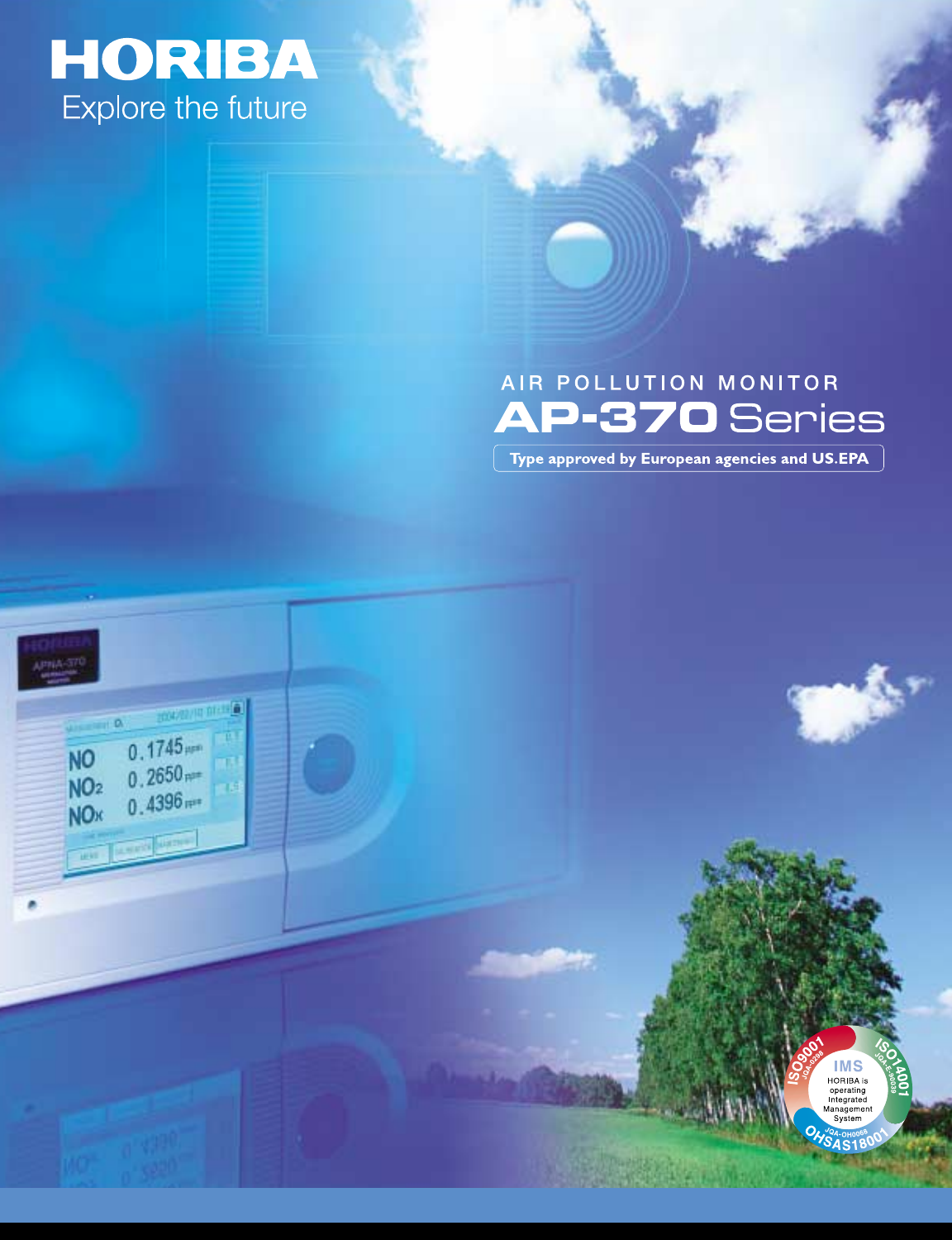# HORIBA

Explore the future

AIR POLLUTION MONITOR

## AP-370 Series

**Type approved by European agencies and US.EPA**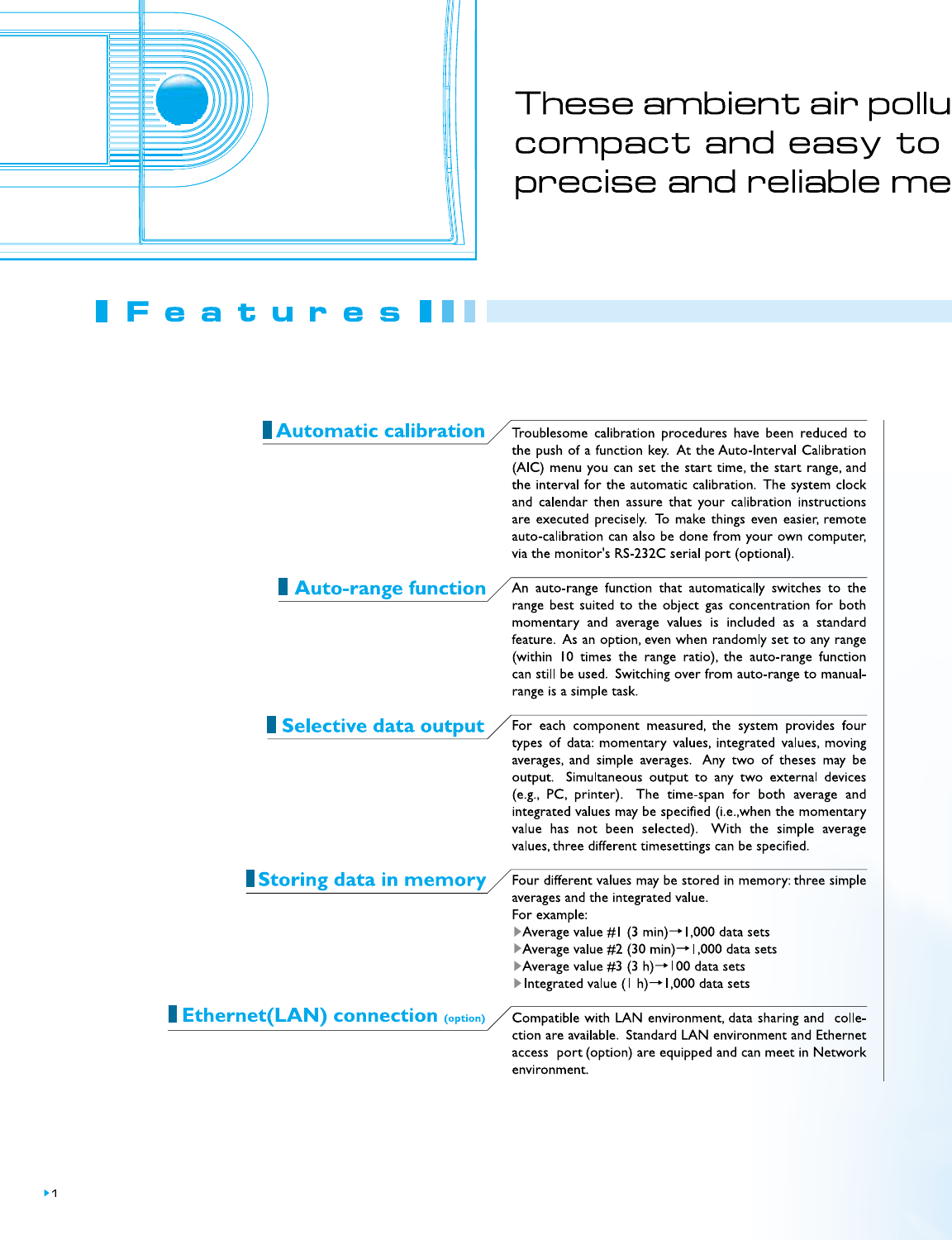These ambient air pollu
compact and easy to
precise and reliable me

# Features

## Automatic calibration

Troublesome calibration procedures have been reduced to the push of a function key. At the Auto-Interval Calibration (AIC) menu you can set the start time, the start range, and the interval for the automatic calibration. The system clock and calendar then assure that your calibration instructions are executed precisely. To make things even easier, remote auto-calibration can also be done from your own computer, via the monitor's RS-232C serial port (optional).

## Auto-range function

An auto-range function that automatically switches to the range best suited to the object gas concentration for both momentary and average values is included as a standard feature. As an option, even when randomly set to any range (within 10 times the range ratio), the auto-range function can still be used. Switching over from auto-range to manual-range is a simple task.

## Selective data output

For each component measured, the system provides four types of data: momentary values, integrated values, moving averages, and simple averages. Any two of theses may be output. Simultaneous output to any two external devices (e.g., PC, printer). The time-span for both average and integrated values may be specified (i.e.,when the momentary value has not been selected). With the simple average values, three different timesettings can be specified.

## Storing data in memory

Four different values may be stored in memory: three simple averages and the integrated value.
For example:

- Average value #1 (3 min)→1,000 data sets
- Average value #2 (30 min)→1,000 data sets
- Average value #3 (3 h)→100 data sets
- Integrated value (1 h)→1,000 data sets

## Ethernet(LAN) connection (option)

Compatible with LAN environment, data sharing and collection are available. Standard LAN environment and Ethernet access port (option) are equipped and can meet in Network environment.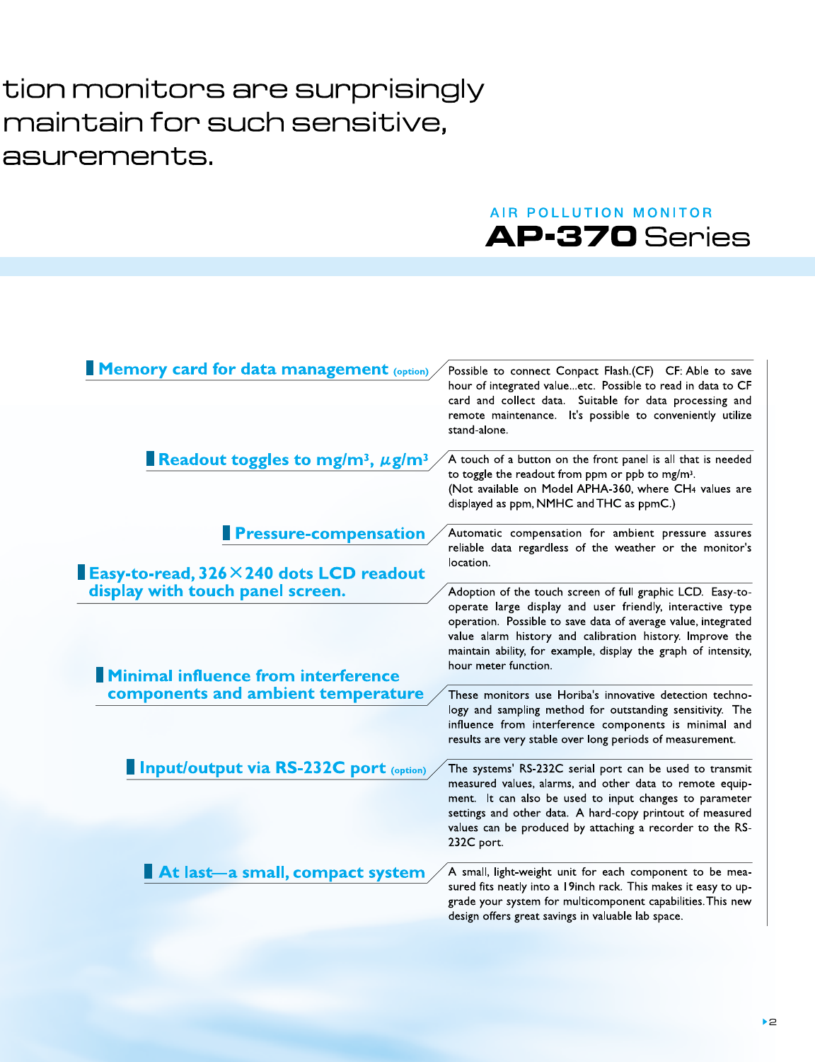tion monitors are surprisingly
maintain for such sensitive,
asurements.

AIR POLLUTION MONITOR

# AP-370 Series

### Memory card for data management (option)

Possible to connect Compact Flash.(CF) CF: Able to save hour of integrated value...etc. Possible to read in data to CF card and collect data. Suitable for data processing and remote maintenance. It's possible to conveniently utilize stand-alone.

### Readout toggles to mg/m³, μg/m³

A touch of a button on the front panel is all that is needed to toggle the readout from ppm or ppb to mg/m³.
(Not available on Model APHA-360, where $CH_4$ values are displayed as ppm, NMHC and THC as ppmC.)

### Pressure-compensation

Automatic compensation for ambient pressure assures reliable data regardless of the weather or the monitor's location.

### Easy-to-read, 326×240 dots LCD readout display with touch panel screen.

Adoption of the touch screen of full graphic LCD. Easy-to-operate large display and user friendly, interactive type operation. Possible to save data of average value, integrated value alarm history and calibration history. Improve the maintain ability, for example, display the graph of intensity, hour meter function.

### Minimal influence from interference components and ambient temperature

These monitors use Horiba's innovative detection technology and sampling method for outstanding sensitivity. The influence from interference components is minimal and results are very stable over long periods of measurement.

### Input/output via RS-232C port (option)

The systems' RS-232C serial port can be used to transmit measured values, alarms, and other data to remote equipment. It can also be used to input changes to parameter settings and other data. A hard-copy printout of measured values can be produced by attaching a recorder to the RS-232C port.

### At last—a small, compact system

A small, light-weight unit for each component to be measured fits neatly into a 19inch rack. This makes it easy to upgrade your system for multicomponent capabilities. This new design offers great savings in valuable lab space.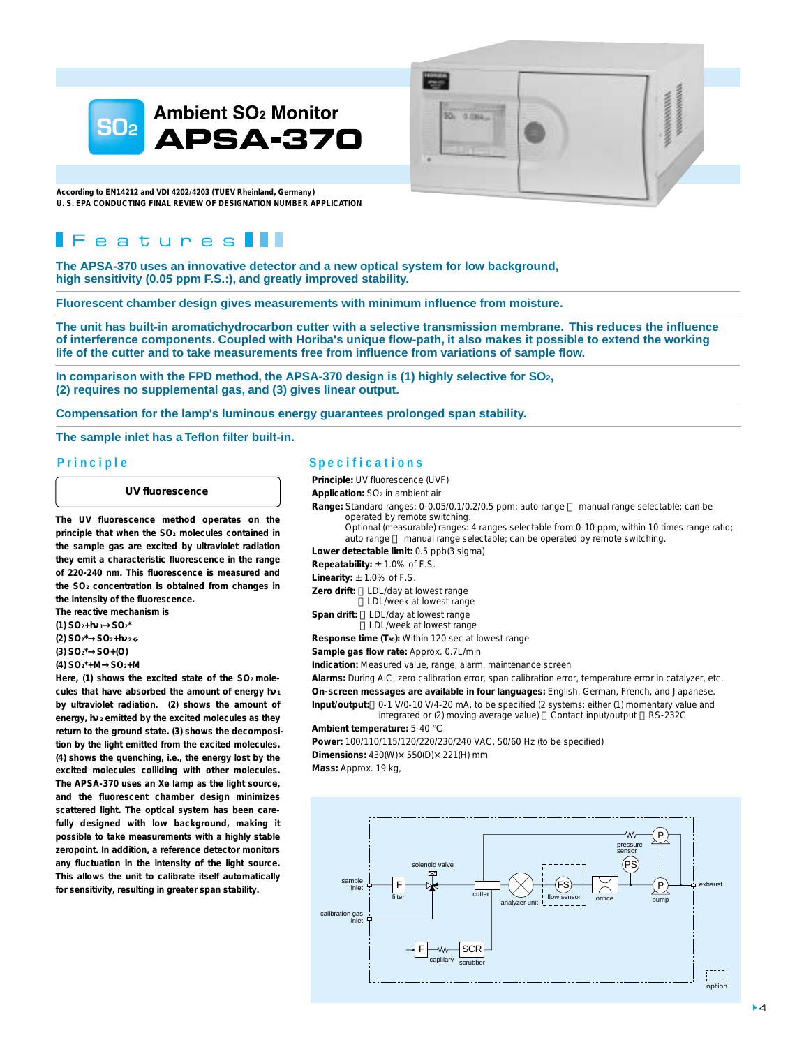# Ambient $SO_2$ Monitor APSA-370

**According to EN14212 and VDI 4202/4203 (TUEV Rheinland, Germany)**
**U. S. EPA CONDUCTING FINAL REVIEW OF DESIGNATION NUMBER APPLICATION**

## Features

**The APSA-370 uses an innovative detector and a new optical system for low background, high sensitivity (0.05 ppm F.S.:), and greatly improved stability.**

**Fluorescent chamber design gives measurements with minimum influence from moisture.**

**The unit has built-in aromatichydrocarbon cutter with a selective transmission membrane. This reduces the influence of interference components. Coupled with Horiba's unique flow-path, it also makes it possible to extend the working life of the cutter and to take measurements free from influence from variations of sample flow.**

**In comparison with the FPD method, the APSA-370 design is (1) highly selective for $SO_2$, (2) requires no supplemental gas, and (3) gives linear output.**

**Compensation for the lamp's luminous energy guarantees prolonged span stability.**

**The sample inlet has a Teflon filter built-in.**

## Principle

**UV fluorescence**

The UV fluorescence method operates on the principle that when the $SO_2$ molecules contained in the sample gas are excited by ultraviolet radiation they emit a characteristic fluorescence in the range of 220-240 nm. This fluorescence is measured and the $SO_2$ concentration is obtained from changes in the intensity of the fluorescence.

The reactive mechanism is

(1) $SO_2 + h\nu_1 \rightarrow SO_2^*$
(2) $SO_2^* \rightarrow SO_2 + h\nu_2$
(3) $SO_2^* \rightarrow SO + (O)$
(4) $SO_2^* + M \rightarrow SO_2 + M$

Here, (1) shows the excited state of the $SO_2$ molecules that have absorbed the amount of energy $h\nu_1$ by ultraviolet radiation. (2) shows the amount of energy, $h\nu_2$ emitted by the excited molecules as they return to the ground state. (3) shows the decomposition by the light emitted from the excited molecules. (4) shows the quenching, i.e., the energy lost by the excited molecules colliding with other molecules. The APSA-370 uses an Xe lamp as the light source, and the fluorescent chamber design minimizes scattered light. The optical system has been carefully designed with low background, making it possible to take measurements with a highly stable zeropoint. In addition, a reference detector monitors any fluctuation in the intensity of the light source. This allows the unit to calibrate itself automatically for sensitivity, resulting in greater span stability.

## Specifications

**Principle:** UV fluorescence (UVF)
**Application:** $SO_2$ in ambient air
**Range:** Standard ranges: 0-0.05/0.1/0.2/0.5 ppm; auto range / manual range selectable; can be operated by remote switching.
Optional (measurable) ranges: 4 ranges selectable from 0-10 ppm, within 10 times range ratio; auto range / manual range selectable; can be operated by remote switching.
**Lower detectable limit:** 0.5 ppb(3 sigma)
**Repeatability:** ± 1.0% of F.S.
**Linearity:** ± 1.0% of F.S.
**Zero drift:** LDL/day at lowest range
LDL/week at lowest range
**Span drift:** LDL/day at lowest range
LDL/week at lowest range
**Response time ($T_{90}$):** Within 120 sec at lowest range
**Sample gas flow rate:** Approx. 0.7L/min
**Indication:** Measured value, range, alarm, maintenance screen
**Alarms:** During AIC, zero calibration error, span calibration error, temperature error in catalyzer, etc.
**On-screen messages are available in four languages:** English, German, French, and Japanese.
**Input/output:** 0-1 V/0-10 V/4-20 mA, to be specified (2 systems: either (1) momentary value and integrated or (2) moving average value) Contact input/output RS-232C
**Ambient temperature:** 5-40 ℃
**Power:** 100/110/115/120/220/230/240 VAC, 50/60 Hz (to be specified)
**Dimensions:** 430(W)× 550(D)× 221(H) mm
**Mass:** Approx. 19 kg,

sample inlet, filter, solenoid valve, cutter, analyzer unit, flow sensor, orifice, pressure sensor, pump, exhaust, calibration gas inlet, capillary, scrubber, option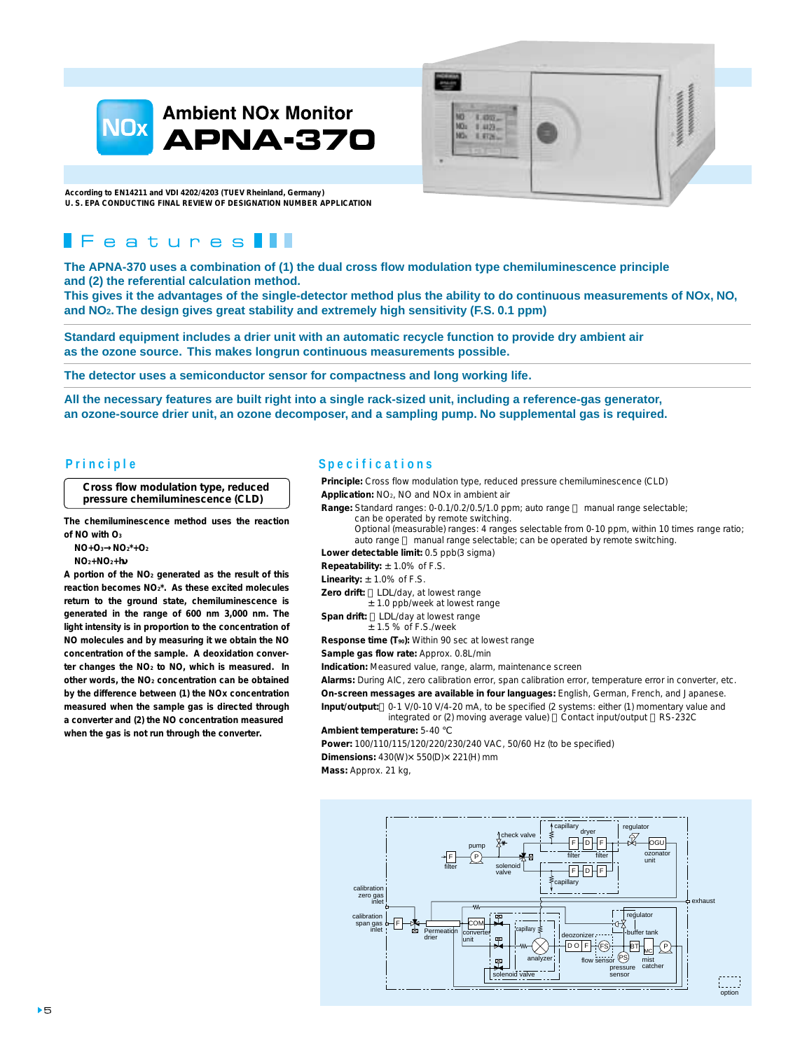# Ambient NOx Monitor APNA-370

**According to EN14211 and VDI 4202/4203 (TUEV Rheinland, Germany)**
**U. S. EPA CONDUCTING FINAL REVIEW OF DESIGNATION NUMBER APPLICATION**

## Features

**The APNA-370 uses a combination of (1) the dual cross flow modulation type chemiluminescence principle and (2) the referential calculation method.**
**This gives it the advantages of the single-detector method plus the ability to do continuous measurements of NOx, NO, and $NO_2$. The design gives great stability and extremely high sensitivity (F.S. 0.1 ppm)**

**Standard equipment includes a drier unit with an automatic recycle function to provide dry ambient air as the ozone source. This makes longrun continuous measurements possible.**

**The detector uses a semiconductor sensor for compactness and long working life.**

**All the necessary features are built right into a single rack-sized unit, including a reference-gas generator, an ozone-source drier unit, an ozone decomposer, and a sampling pump. No supplemental gas is required.**

## Principle

**Cross flow modulation type, reduced pressure chemiluminescence (CLD)**

**The chemiluminescence method uses the reaction of NO with $O_3$**

$NO + O_3 \rightarrow NO_2^* + O_2$

$NO_2^* \rightarrow NO_2 + h\nu$

**A portion of the $NO_2$ generated as the result of this reaction becomes $NO_2^*$. As these excited molecules return to the ground state, chemiluminescence is generated in the range of 600 nm 3,000 nm. The light intensity is in proportion to the concentration of NO molecules and by measuring it we obtain the NO concentration of the sample. A deoxidation converter changes the $NO_2$ to NO, which is measured. In other words, the $NO_2$ concentration can be obtained by the difference between (1) the NOx concentration measured when the sample gas is directed through a converter and (2) the NO concentration measured when the gas is not run through the converter.**

## Specifications

**Principle:** Cross flow modulation type, reduced pressure chemiluminescence (CLD)
**Application:** $NO_2$, NO and NOx in ambient air
**Range:** Standard ranges: 0-0.1/0.2/0.5/1.0 ppm; auto range / manual range selectable; can be operated by remote switching.
Optional (measurable) ranges: 4 ranges selectable from 0-10 ppm, within 10 times range ratio; auto range / manual range selectable; can be operated by remote switching.
**Lower detectable limit:** 0.5 ppb(3 sigma)
**Repeatability:** ±1.0% of F.S.
**Linearity:** ±1.0% of F.S.
**Zero drift:** LDL/day, at lowest range
±1.0 ppb/week at lowest range
**Span drift:** LDL/day at lowest range
±1.5 % of F.S./week
**Response time ($T_{90}$):** Within 90 sec at lowest range
**Sample gas flow rate:** Approx. 0.8L/min
**Indication:** Measured value, range, alarm, maintenance screen
**Alarms:** During AIC, zero calibration error, span calibration error, temperature error in converter, etc.
**On-screen messages are available in four languages:** English, German, French, and Japanese.
**Input/output:** 0-1 V/0-10 V/4-20 mA, to be specified (2 systems: either (1) momentary value and integrated or (2) moving average value) / Contact input/output / RS-232C
**Ambient temperature:** 5-40 ℃
**Power:** 100/110/115/120/220/230/240 VAC, 50/60 Hz (to be specified)
**Dimensions:** 430(W)× 550(D)× 221(H) mm
**Mass:** Approx. 21 kg,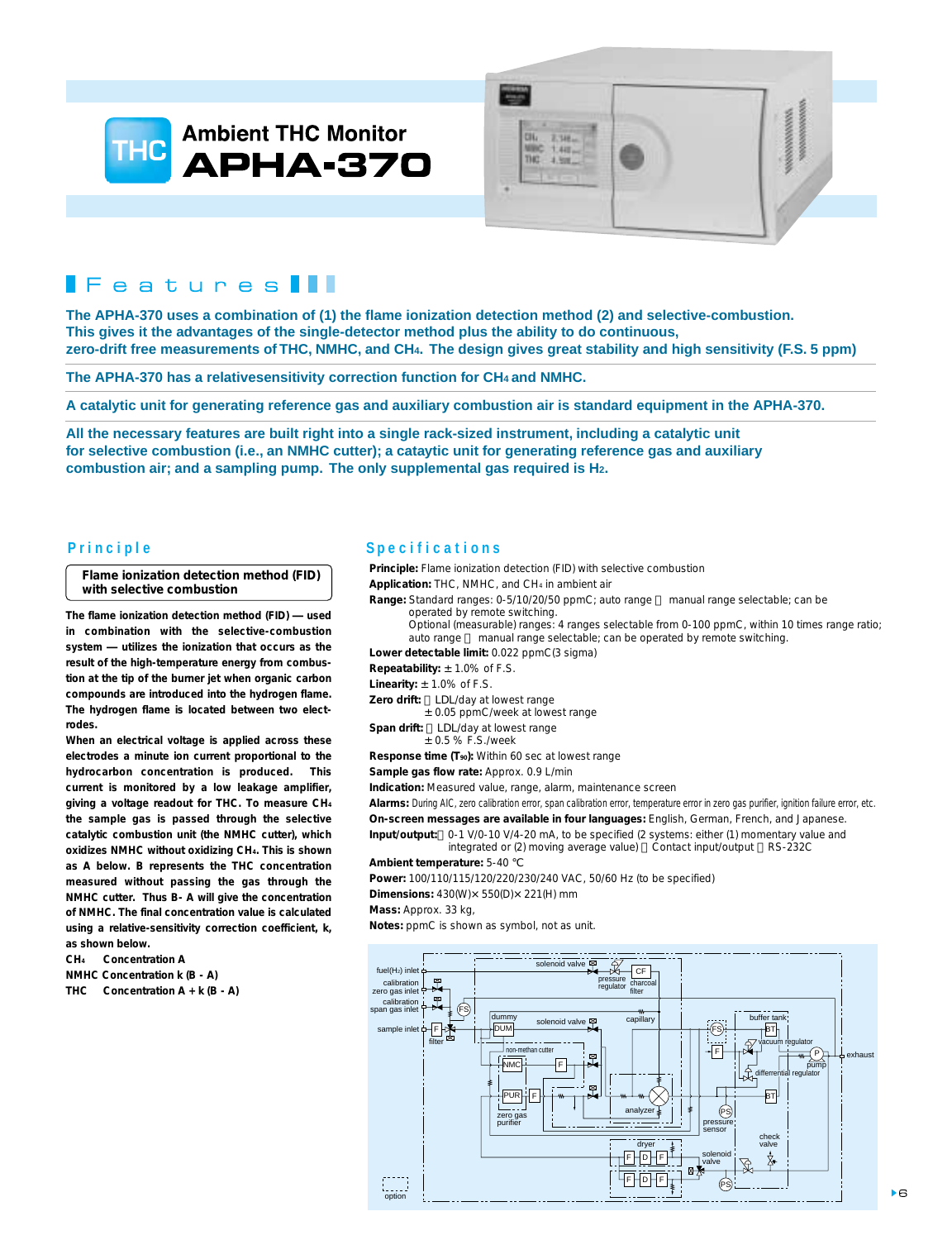# Ambient THC Monitor APHA-370

## Features

**The APHA-370 uses a combination of (1) the flame ionization detection method (2) and selective-combustion. This gives it the advantages of the single-detector method plus the ability to do continuous, zero-drift free measurements of THC, NMHC, and $CH_4$. The design gives great stability and high sensitivity (F.S. 5 ppm)**

**The APHA-370 has a relativesensitivity correction function for $CH_4$ and NMHC.**

**A catalytic unit for generating reference gas and auxiliary combustion air is standard equipment in the APHA-370.**

**All the necessary features are built right into a single rack-sized instrument, including a catalytic unit for selective combustion (i.e., an NMHC cutter); a catatyic unit for generating reference gas and auxiliary combustion air; and a sampling pump. The only supplemental gas required is $H_2$.**

## Principle

**Flame ionization detection method (FID) with selective combustion**

The flame ionization detection method (FID) — used in combination with the selective-combustion system — utilizes the ionization that occurs as the result of the high-temperature energy from combustion at the tip of the burner jet when organic carbon compounds are introduced into the hydrogen flame. The hydrogen flame is located between two electrodes.

When an electrical voltage is applied across these electrodes a minute ion current proportional to the hydrocarbon concentration is produced. This current is monitored by a low leakage amplifier, giving a voltage readout for THC. To measure $CH_4$ the sample gas is passed through the selective catalytic combustion unit (the NMHC cutter), which oxidizes NMHC without oxidizing $CH_4$. This is shown as A below. B represents the THC concentration measured without passing the gas through the NMHC cutter. Thus B- A will give the concentration of NMHC. The final concentration value is calculated using a relative-sensitivity correction coefficient, k, as shown below.

$CH_4$ Concentration A
NMHC Concentration k (B - A)
THC Concentration A + k (B - A)

## Specifications

**Principle:** Flame ionization detection (FID) with selective combustion
**Application:** THC, NMHC, and $CH_4$ in ambient air
**Range:** Standard ranges: 0-5/10/20/50 ppmC; auto range・manual range selectable; can be operated by remote switching.
Optional (measurable) ranges: 4 ranges selectable from 0-100 ppmC, within 10 times range ratio; auto range・manual range selectable; can be operated by remote switching.
**Lower detectable limit:** 0.022 ppmC(3 sigma)
**Repeatability:** ±1.0% of F.S.
**Linearity:** ±1.0% of F.S.
**Zero drift:** ・LDL/day at lowest range
±0.05 ppmC/week at lowest range
**Span drift:** ・LDL/day at lowest range
±0.5 % F.S./week
**Response time ($T_{90}$):** Within 60 sec at lowest range
**Sample gas flow rate:** Approx. 0.9 L/min
**Indication:** Measured value, range, alarm, maintenance screen
**Alarms:** During AIC, zero calibration error, span calibration error, temperature error in zero gas purifier, ignition failure error, etc.
**On-screen messages are available in four languages:** English, German, French, and Japanese.
**Input/output:** ・0-1 V/0-10 V/4-20 mA, to be specified (2 systems: either (1) momentary value and integrated or (2) moving average value) ・Contact input/output ・RS-232C
**Ambient temperature:** 5-40 ℃
**Power:** 100/110/115/120/220/230/240 VAC, 50/60 Hz (to be specified)
**Dimensions:** 430(W)× 550(D)× 221(H) mm
**Mass:** Approx. 33 kg,
**Notes:** ppmC is shown as symbol, not as unit.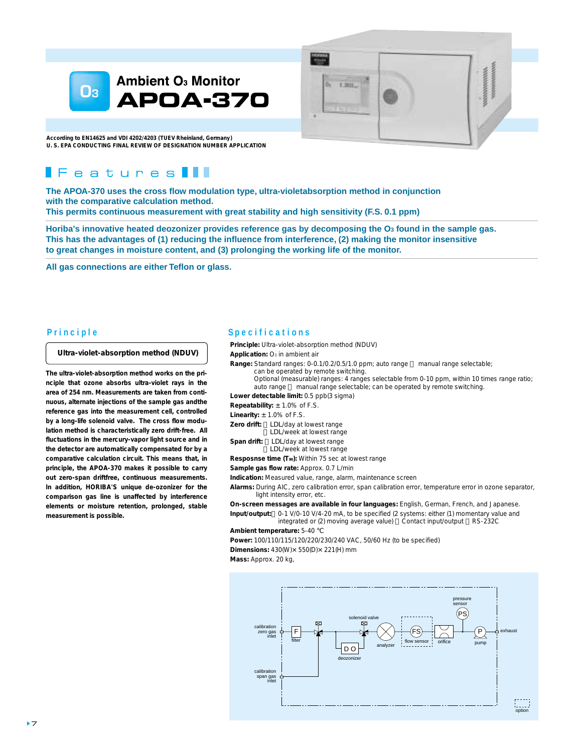# Ambient $O_3$ Monitor
# APOA-370

**According to EN14625 and VDI 4202/4203 (TUEV Rheinland, Germany)**
**U. S. EPA CONDUCTING FINAL REVIEW OF DESIGNATION NUMBER APPLICATION**

## Features

**The APOA-370 uses the cross flow modulation type, ultra-violetabsorption method in conjunction with the comparative calculation method.**
**This permits continuous measurement with great stability and high sensitivity (F.S. 0.1 ppm)**

**Horiba's innovative heated deozonizer provides reference gas by decomposing the $O_3$ found in the sample gas. This has the advantages of (1) reducing the influence from interference, (2) making the monitor insensitive to great changes in moisture content, and (3) prolonging the working life of the monitor.**

**All gas connections are either Teflon or glass.**

## Principle

**Ultra-violet-absorption method (NDUV)**

**The ultra-violet-absorption method works on the principle that ozone absorbs ultra-violet rays in the area of 254 nm. Measurements are taken from continuous, alternate injections of the sample gas andthe reference gas into the measurement cell, controlled by a long-life solenoid valve. The cross flow modulation method is characteristically zero drift-free. All fluctuations in the mercury-vapor light source and in the detector are automatically compensated for by a comparative calculation circuit. This means that, in principle, the APOA-370 makes it possible to carry out zero-span driftfree, continuous measurements. In addition, HORIBA'S unique de-ozonizer for the comparison gas line is unaffected by interference elements or moisture retention, prolonged, stable measurement is possible.**

## Specifications

**Principle:** Ultra-violet-absorption method (NDUV)
**Application:** $O_3$ in ambient air
**Range:** Standard ranges: 0-0.1/0.2/0.5/1.0 ppm; auto range manual range selectable; can be operated by remote switching.
Optional (measurable) ranges: 4 ranges selectable from 0-10 ppm, within 10 times range ratio; auto range manual range selectable; can be operated by remote switching.
**Lower detectable limit:** 0.5 ppb(3 sigma)
**Repeatability:** ± 1.0% of F.S.
**Linearity:** ± 1.0% of F.S.
**Zero drift:** LDL/day at lowest range
LDL/week at lowest range
**Span drift:** LDL/day at lowest range
LDL/week at lowest range
**Resposnse time ($T_{90}$):** Within 75 sec at lowest range
**Sample gas flow rate:** Approx. 0.7 L/min
**Indication:** Measured value, range, alarm, maintenance screen
**Alarms:** During AIC, zero calibration error, span calibration error, temperature error in ozone separator, light intensity error, etc.
**On-screen messages are available in four languages:** English, German, French, and Japanese.
**Input/output:** 0-1 V/0-10 V/4-20 mA, to be specified (2 systems: either (1) momentary value and integrated or (2) moving average value) Contact input/output RS-232C
**Ambient temperature:** 5-40 ℃
**Power:** 100/110/115/120/220/230/240 VAC, 50/60 Hz (to be specified)
**Dimensions:** 430(W)× 550(D)× 221(H) mm
**Mass:** Approx. 20 kg,

calibration zero gas inlet, filter, solenoid valve, deozonizer, analyzer, flow sensor, orifice, pressure sensor, pump, exhaust, calibration span gas inlet, option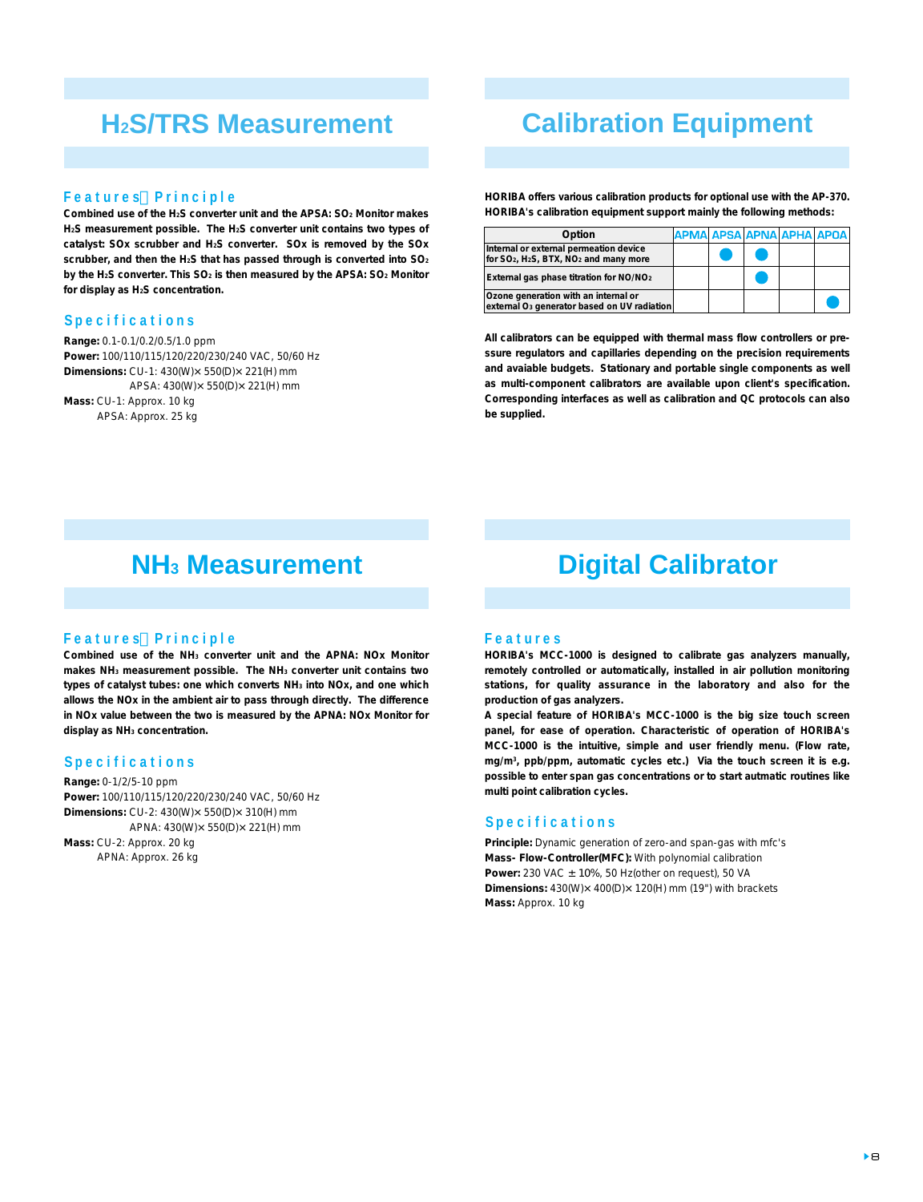# $H_2S$/TRS Measurement

### Features・Principle

**Combined use of the $H_2S$ converter unit and the APSA: $SO_2$ Monitor makes $H_2S$ measurement possible. The $H_2S$ converter unit contains two types of catalyst: SOx scrubber and $H_2S$ converter. SOx is removed by the SOx scrubber, and then the $H_2S$ that has passed through is converted into $SO_2$ by the $H_2S$ converter. This $SO_2$ is then measured by the APSA: $SO_2$ Monitor for display as $H_2S$ concentration.**

### Specifications

**Range:** 0.1-0.1/0.2/0.5/1.0 ppm
**Power:** 100/110/115/120/220/230/240 VAC, 50/60 Hz
**Dimensions:** CU-1: 430(W)× 550(D)× 221(H) mm
APSA: 430(W)× 550(D)× 221(H) mm
**Mass:** CU-1: Approx. 10 kg
APSA: Approx. 25 kg

# Calibration Equipment

**HORIBA offers various calibration products for optional use with the AP-370. HORIBA's calibration equipment support mainly the following methods:**

| Option | APMA | APSA | APNA | APHA | APOA |
|---|---|---|---|---|---|
| Internal or external permeation device for $SO_2$, $H_2S$, BTX, $NO_2$ and many more | | ● | ● | | |
| External gas phase titration for NO/$NO_2$ | | | ● | | |
| Ozone generation with an internal or external $O_3$ generator based on UV radiation | | | | | ● |

**All calibrators can be equipped with thermal mass flow controllers or pressure regulators and capillaries depending on the precision requirements and avaiable budgets. Stationary and portable single components as well as multi-component calibrators are available upon client's specification. Corresponding interfaces as well as calibration and QC protocols can also be supplied.**

# $NH_3$ Measurement

### Features・Principle

**Combined use of the $NH_3$ converter unit and the APNA: NOx Monitor makes $NH_3$ measurement possible. The $NH_3$ converter unit contains two types of catalyst tubes: one which converts $NH_3$ into NOx, and one which allows the NOx in the ambient air to pass through directly. The difference in NOx value between the two is measured by the APNA: NOx Monitor for display as $NH_3$ concentration.**

### Specifications

**Range:** 0-1/2/5-10 ppm
**Power:** 100/110/115/120/220/230/240 VAC, 50/60 Hz
**Dimensions:** CU-2: 430(W)× 550(D)× 310(H) mm
APNA: 430(W)× 550(D)× 221(H) mm
**Mass:** CU-2: Approx. 20 kg
APNA: Approx. 26 kg

# Digital Calibrator

### Features

**HORIBA's MCC-1000 is designed to calibrate gas analyzers manually, remotely controlled or automatically, installed in air pollution monitoring stations, for quality assurance in the laboratory and also for the production of gas analyzers.**
**A special feature of HORIBA's MCC-1000 is the big size touch screen panel, for ease of operation. Characteristic of operation of HORIBA's MCC-1000 is the intuitive, simple and user friendly menu. (Flow rate, mg/m³, ppb/ppm, automatic cycles etc.) Via the touch screen it is e.g. possible to enter span gas concentrations or to start autmatic routines like multi point calibration cycles.**

### Specifications

**Principle:** Dynamic generation of zero-and span-gas with mfc's
**Mass- Flow-Controller(MFC):** With polynomial calibration
**Power:** 230 VAC ± 10%, 50 Hz(other on request), 50 VA
**Dimensions:** 430(W)× 400(D)× 120(H) mm (19") with brackets
**Mass:** Approx. 10 kg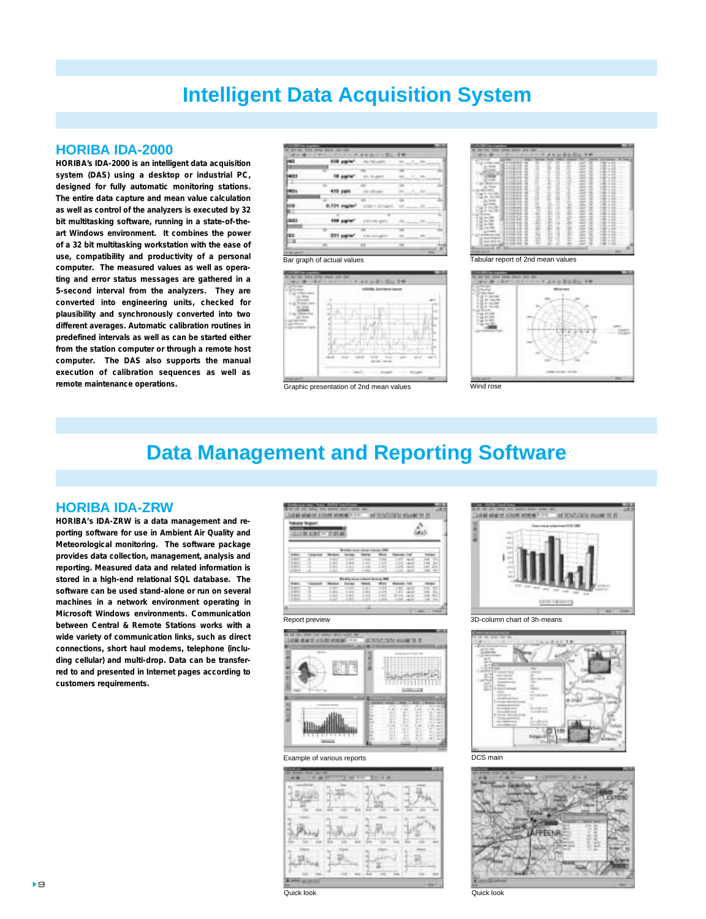# Intelligent Data Acquisition System

## HORIBA IDA-2000

**HORIBA's IDA-2000 is an intelligent data acquisition system (DAS) using a desktop or industrial PC, designed for fully automatic monitoring stations. The entire data capture and mean value calculation as well as control of the analyzers is executed by 32 bit multitasking software, running in a state-of-the-art Windows environment. It combines the power of a 32 bit multitasking workstation with the ease of use, compatibility and productivity of a personal computer. The measured values as well as operating and error status messages are gathered in a 5-second interval from the analyzers. They are converted into engineering units, checked for plausibility and synchronously converted into two different averages. Automatic calibration routines in predefined intervals as well as can be started either from the station computer or through a remote host computer. The DAS also supports the manual execution of calibration sequences as well as remote maintenance operations.**

Bar graph of actual values

Tabular report of 2nd mean values

Graphic presentation of 2nd mean values

Wind rose

# Data Management and Reporting Software

## HORIBA IDA-ZRW

**HORIBA's IDA-ZRW is a data management and reporting software for use in Ambient Air Quality and Meteorological monitoring. The software package provides data collection, management, analysis and reporting. Measured data and related information is stored in a high-end relational SQL database. The software can be used stand-alone or run on several machines in a network environment operating in Microsoft Windows environments. Communication between Central & Remote Stations works with a wide variety of communication links, such as direct connections, short haul modems, telephone (including cellular) and multi-drop. Data can be transferred to and presented in Internet pages according to customers requirements.**

Report preview

3D-column chart of 3h-means

Example of various reports

DCS main

Quick look

Quick look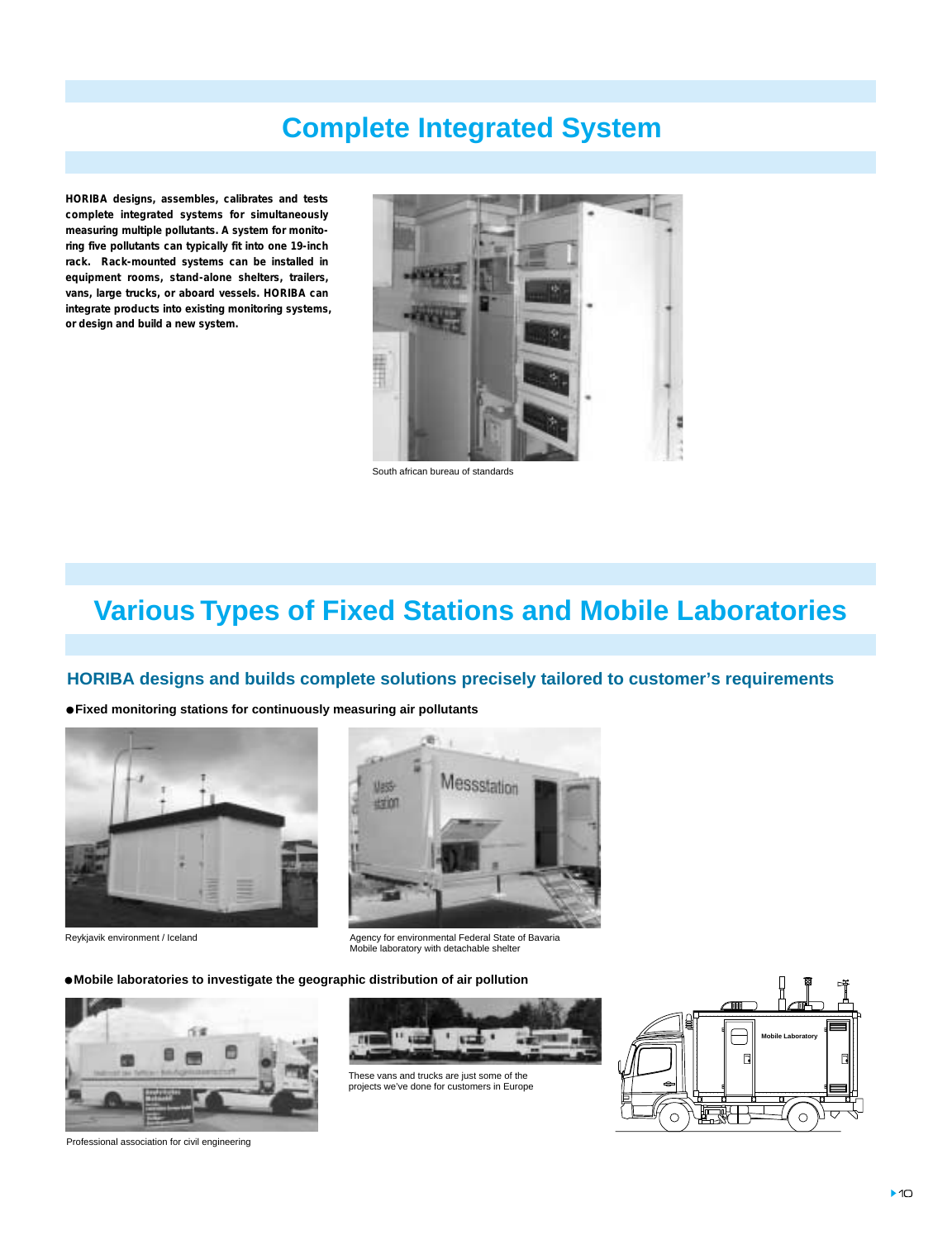# Complete Integrated System

**HORIBA designs, assembles, calibrates and tests complete integrated systems for simultaneously measuring multiple pollutants. A system for monitoring five pollutants can typically fit into one 19-inch rack. Rack-mounted systems can be installed in equipment rooms, stand-alone shelters, trailers, vans, large trucks, or aboard vessels. HORIBA can integrate products into existing monitoring systems, or design and build a new system.**

South african bureau of standards

# Various Types of Fixed Stations and Mobile Laboratories

## HORIBA designs and builds complete solutions precisely tailored to customer's requirements

● **Fixed monitoring stations for continuously measuring air pollutants**

Reykjavik environment / Iceland

Agency for environmental Federal State of Bavaria
Mobile laboratory with detachable shelter

● **Mobile laboratories to investigate the geographic distribution of air pollution**

Professional association for civil engineering

These vans and trucks are just some of the projects we've done for customers in Europe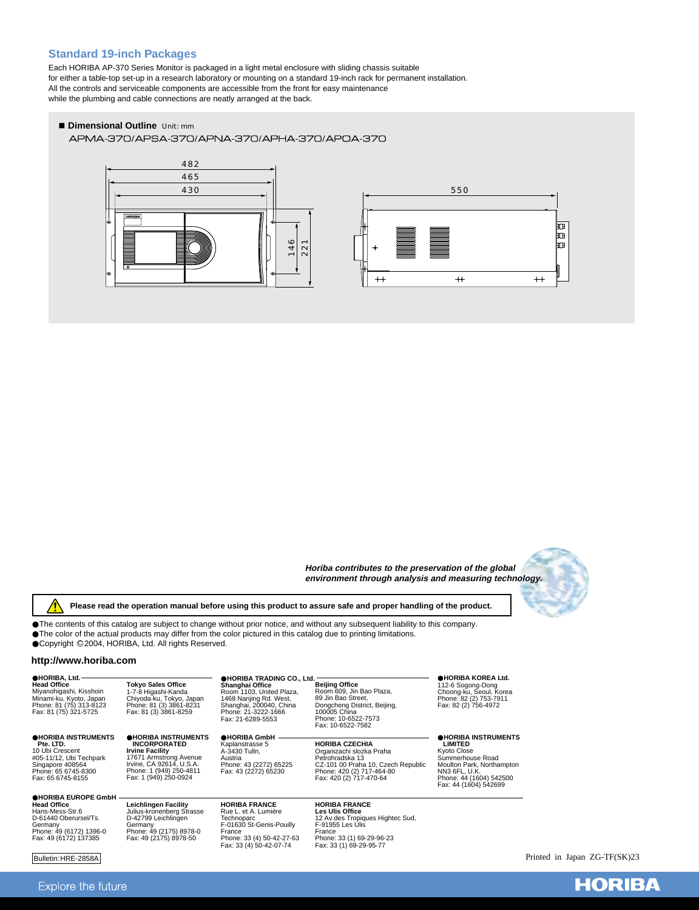## Standard 19-inch Packages

Each HORIBA AP-370 Series Monitor is packaged in a light metal enclosure with sliding chassis suitable for either a table-top set-up in a research laboratory or mounting on a standard 19-inch rack for permanent installation. All the controls and serviceable components are accessible from the front for easy maintenance while the plumbing and cable connections are neatly arranged at the back.

■ **Dimensional Outline** Unit: mm

APMA-370/APSA-370/APNA-370/APHA-370/APOA-370

482
465
430
146
221
550

*Horiba contributes to the preservation of the global environment through analysis and measuring technology.*

**Please read the operation manual before using this product to assure safe and proper handling of the product.**

- The contents of this catalog are subject to change without prior notice, and without any subsequent liability to this company.
- The color of the actual products may differ from the color pictured in this catalog due to printing limitations.
- Copyright ©2004, HORIBA, Ltd. All rights Reserved.

**http://www.horiba.com**

●**HORIBA, Ltd.**
**Head Office**
Miyanohigashi, Kisshoin
Minami-ku, Kyoto, Japan
Phone: 81 (75) 313-8123
Fax: 81 (75) 321-5725

**Tokyo Sales Office**
1-7-8 Higashi-Kanda
Chiyoda-ku, Tokyo, Japan
Phone: 81 (3) 3861-8231
Fax: 81 (3) 3861-8259

●**HORIBA TRADING CO., Ltd.**
**Shanghai Office**
Room 1103, United Plaza,
1468 Nanjing Rd. West,
Shanghai, 200040, China
Phone: 21-3222-1666
Fax: 21-6289-5553

**Beijing Office**
Room 609, Jin Bao Plaza,
89 Jin Bao Street,
Dongcheng District, Beijing,
100005 China
Phone: 10-6522-7573
Fax: 10-6522-7582

●**HORIBA KOREA Ltd.**
112-6 Sogong-Dong
Choong-ku, Seoul, Korea
Phone: 82 (2) 753-7911
Fax: 82 (2) 756-4972

●**HORIBA INSTRUMENTS Pte. LTD.**
10 Ubi Crescent
#05-11/12, Ubi Techpark
Singapore 408564
Phone: 65 6745-8300
Fax: 65 6745-8155

●**HORIBA INSTRUMENTS INCORPORATED**
**Irvine Facility**
17671 Armstrong Avenue
Irvine, CA 92614, U.S.A.
Phone: 1 (949) 250-4811
Fax: 1 (949) 250-0924

●**HORIBA GmbH**
Kaplanstrasse 5
A-3430 Tulln,
Austria
Phone: 43 (2272) 65225
Fax: 43 (2272) 65230

**HORIBA CZECHIA**
Organizachi slozka Praha
Petrohradska 13
CZ-101 00 Praha 10, Czech Republic
Phone: 420 (2) 717-464-80
Fax: 420 (2) 717-470-64

●**HORIBA INSTRUMENTS LIMITED**
Kyoto Close
Summerhouse Road
Moulton Park, Northampton
NN3 6FL, U.K.
Phone: 44 (1604) 542500
Fax: 44 (1604) 542699

●**HORIBA EUROPE GmbH**
**Head Office**
Hans-Mess-Str.6
D-61440 Oberursel/Ts.
Germany
Phone: 49 (6172) 1396-0
Fax: 49 (6172) 137385

**Leichlingen Facility**
Julius-kronenberg Strasse
D-42799 Leichlingen
Germany
Phone: 49 (2175) 8978-0
Fax: 49 (2175) 8978-50

**HORIBA FRANCE**
Rue L. et A. Lumière
Technoparc
F-01630 St-Genis-Pouilly
France
Phone: 33 (4) 50-42-27-63
Fax: 33 (4) 50-42-07-74

**HORIBA FRANCE**
**Les Ulis Office**
12 Av.des Tropiques Hightec Sud,
F-91955 Les Ulis
France
Phone: 33 (1) 69-29-96-23
Fax: 33 (1) 69-29-95-77

Bulletin:HRE-2858A

Printed in Japan ZG-TF(SK)23

Explore the future

HORIBA